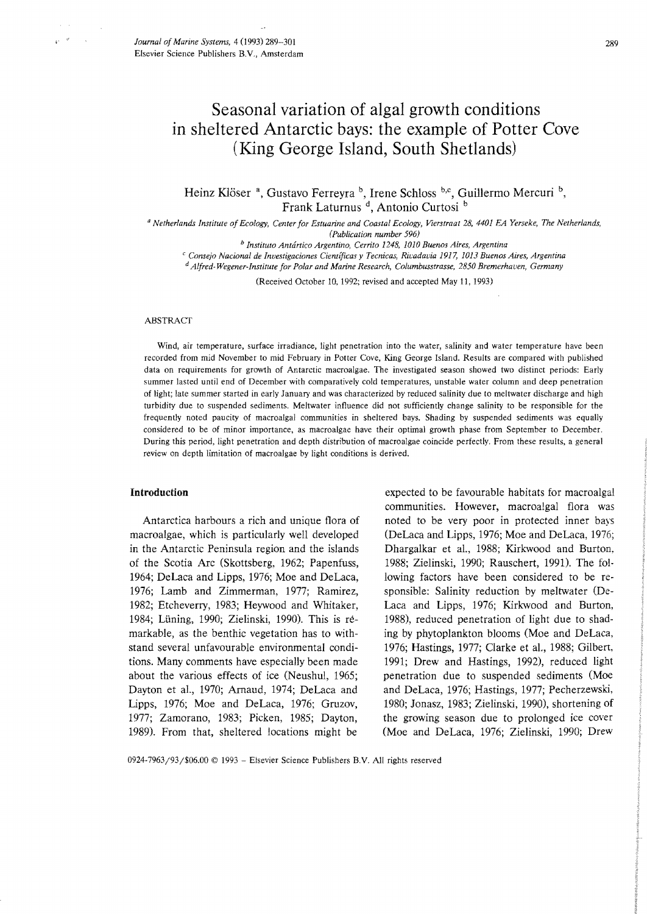# Seasonal variation of algal growth conditions in sheltered Antarctic bays: the example of Potter Cove (King George Island, South Shetlands)

Heinz Klöser [a], Gustavo Ferreyra [b], Irene Schloss [b,c], Guillermo Mercuri [b], Frank Laturnus [d], Antonio Curtosi [b]

[a] *Netherlands Institute of Ecology, Center for Estuarine and Coastal Ecology, Vierstraat 28, 4401 EA Yerseke, The Netherlands, (Publication number 596)*

[b] *Instituto Antártico Argentino, Cerrito 1248, 1010 Buenos Aires, Argentina*

[c] *Consejo Nacional de Investigaciones Científicas y Tecnicas, Rivadavia 1917, 1013 Buenos Aires, Argentina*

[d] *Alfred-Wegener-Institute for Polar and Marine Research, Columbusstrasse, 2850 Bremerhaven, Germany*

(Received October 10, 1992; revised and accepted May 11, 1993)

## ABSTRACT

Wind, air temperature, surface irradiance, light penetration into the water, salinity and water temperature have been recorded from mid November to mid February in Potter Cove, King George Island. Results are compared with published data on requirements for growth of Antarctic macroalgae. The investigated season showed two distinct periods: Early summer lasted until end of December with comparatively cold temperatures, unstable water column and deep penetration of light; late summer started in early January and was characterized by reduced salinity due to meltwater discharge and high turbidity due to suspended sediments. Meltwater influence did not sufficiently change salinity to be responsible for the frequently noted paucity of macroalgal communities in sheltered bays. Shading by suspended sediments was equally considered to be of minor importance, as macroalgae have their optimal growth phase from September to December. During this period, light penetration and depth distribution of macroalgae coincide perfectly. From these results, a general review on depth limitation of macroalgae by light conditions is derived.

## Introduction

Antarctica harbours a rich and unique flora of macroalgae, which is particularly well developed in the Antarctic Peninsula region and the islands of the Scotia Arc (Skottsberg, 1962; Papenfuss, 1964; DeLaca and Lipps, 1976; Moe and DeLaca, 1976; Lamb and Zimmerman, 1977; Ramirez, 1982; Etcheverry, 1983; Heywood and Whitaker, 1984; Lüning, 1990; Zielinski, 1990). This is remarkable, as the benthic vegetation has to withstand several unfavourable environmental conditions. Many comments have especially been made about the various effects of ice (Neushul, 1965; Dayton et al., 1970; Arnaud, 1974; DeLaca and Lipps, 1976; Moe and DeLaca, 1976; Gruzov, 1977; Zamorano, 1983; Picken, 1985; Dayton, 1989). From that, sheltered locations might be expected to be favourable habitats for macroalgal communities. However, macroalgal flora was noted to be very poor in protected inner bays (DeLaca and Lipps, 1976; Moe and DeLaca, 1976; Dhargalkar et al., 1988; Kirkwood and Burton, 1988; Zielinski, 1990; Rauschert, 1991). The following factors have been considered to be responsible: Salinity reduction by meltwater (DeLaca and Lipps, 1976; Kirkwood and Burton, 1988), reduced penetration of light due to shading by phytoplankton blooms (Moe and DeLaca, 1976; Hastings, 1977; Clarke et al., 1988; Gilbert, 1991; Drew and Hastings, 1992), reduced light penetration due to suspended sediments (Moe and DeLaca, 1976; Hastings, 1977; Pecherzewski, 1980; Jonasz, 1983; Zielinski, 1990), shortening of the growing season due to prolonged ice cover (Moe and DeLaca, 1976; Zielinski, 1990; Drew

0924-7963/93/$06.00 © 1993 – Elsevier Science Publishers B.V. All rights reserved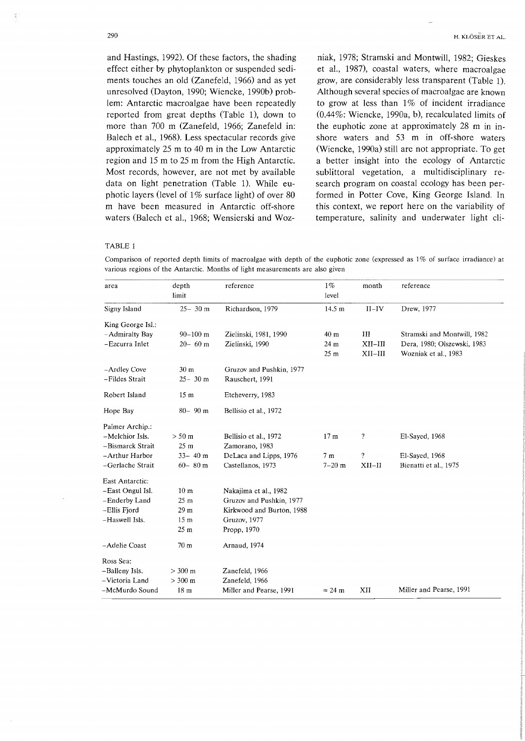and Hastings, 1992). Of these factors, the shading effect either by phytoplankton or suspended sediments touches an old (Zanefeld, 1966) and as yet unresolved (Dayton, 1990; Wiencke, 1990b) problem: Antarctic macroalgae have been repeatedly reported from great depths (Table 1), down to more than 700 m (Zanefeld, 1966; Zanefeld in: Balech et al., 1968). Less spectacular records give approximately 25 m to 40 m in the Low Antarctic region and 15 m to 25 m from the High Antarctic. Most records, however, are not met by available data on light penetration (Table 1). While euphotic layers (level of 1% surface light) of over 80 m have been measured in Antarctic off-shore waters (Balech et al., 1968; Wensierski and Wozniak, 1978; Stramski and Montwill, 1982; Gieskes et al., 1987), coastal waters, where macroalgae grow, are considerably less transparent (Table 1). Although several species of macroalgae are known to grow at less than 1% of incident irradiance (0.44%: Wiencke, 1990a, b), recalculated limits of the euphotic zone at approximately 28 m in inshore waters and 53 m in off-shore waters (Wiencke, 1990a) still are not appropriate. To get a better insight into the ecology of Antarctic sublittoral vegetation, a multidisciplinary research program on coastal ecology has been performed in Potter Cove, King George Island. In this context, we report here on the variability of temperature, salinity and underwater light cli-

TABLE 1

Comparison of reported depth limits of macroalgae with depth of the euphotic zone (expressed as 1% of surface irradiance) at various regions of the Antarctic. Months of light measurements are also given

| area | depth limit | reference | 1% level | month | reference |
|---|---|---|---|---|---|
| Signy Island | 25– 30 m | Richardson, 1979 | 14.5 m | II–IV | Drew, 1977 |
| King George Isl.: | | | | | |
| –Admiralty Bay | 90–100 m | Zielinski, 1981, 1990 | 40 m | III | Stramski and Montwill, 1982 |
| –Ezcurra Inlet | 20– 60 m | Zielinski, 1990 | 24 m | XII–III | Dera, 1980; Olszewski, 1983 |
| | | | 25 m | XII–III | Wozniak et al., 1983 |
| –Ardley Cove | 30 m | Gruzov and Pushkin, 1977 | | | |
| –Fildes Strait | 25– 30 m | Rauschert, 1991 | | | |
| Robert Island | 15 m | Etcheverry, 1983 | | | |
| Hope Bay | 80– 90 m | Bellisio et al., 1972 | | | |
| Palmer Archip.: | | | | | |
| –Melchior Isls. | > 50 m | Bellisio et al., 1972 | 17 m | ? | El-Sayed, 1968 |
| –Bismarck Strait | 25 m | Zamorano, 1983 | | | |
| –Arthur Harbor | 33– 40 m | DeLaca and Lipps, 1976 | 7 m | ? | El-Sayed, 1968 |
| –Gerlache Strait | 60– 80 m | Castellanos, 1973 | 7–20 m | XII–II | Bienatti et al., 1975 |
| East Antarctic: | | | | | |
| –East Ongul Isl. | 10 m | Nakajima et al., 1982 | | | |
| –Enderby Land | 25 m | Gruzov and Pushkin, 1977 | | | |
| –Ellis Fjord | 29 m | Kirkwood and Burton, 1988 | | | |
| –Haswell Isls. | 15 m | Gruzov, 1977 | | | |
| | 25 m | Propp, 1970 | | | |
| –Adelie Coast | 70 m | Arnaud, 1974 | | | |
| Ross Sea: | | | | | |
| –Balleny Isls. | > 300 m | Zanefeld, 1966 | | | |
| –Victoria Land | > 300 m | Zanefeld, 1966 | | | |
| –McMurdo Sound | 18 m | Miller and Pearse, 1991 | ≈ 24 m | XII | Miller and Pearse, 1991 |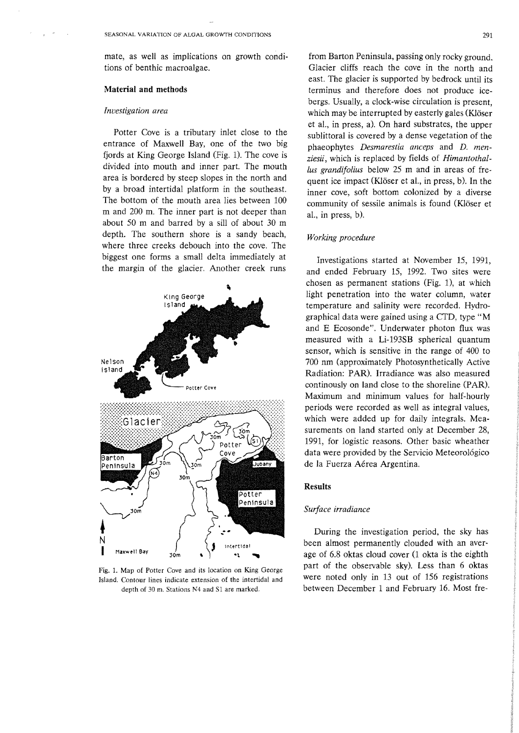mate, as well as implications on growth conditions of benthic macroalgae.

## Material and methods

### *Investigation area*

Potter Cove is a tributary inlet close to the entrance of Maxwell Bay, one of the two big fjords at King George Island (Fig. 1). The cove is divided into mouth and inner part. The mouth area is bordered by steep slopes in the north and by a broad intertidal platform in the southeast. The bottom of the mouth area lies between 100 m and 200 m. The inner part is not deeper than about 50 m and barred by a sill of about 30 m depth. The southern shore is a sandy beach, where three creeks debouch into the cove. The biggest one forms a small delta immediately at the margin of the glacier. Another creek runs from Barton Peninsula, passing only rocky ground. Glacier cliffs reach the cove in the north and east. The glacier is supported by bedrock until its terminus and therefore does not produce icebergs. Usually, a clock-wise circulation is present, which may be interrupted by easterly gales (Klöser et al., in press, a). On hard substrates, the upper sublittoral is covered by a dense vegetation of the phaeophytes *Desmarestia anceps* and *D. menziesii*, which is replaced by fields of *Himantothallus grandifolius* below 25 m and in areas of frequent ice impact (Klöser et al., in press, b). In the inner cove, soft bottom colonized by a diverse community of sessile animals is found (Klöser et al., in press, b).

Fig. 1. Map of Potter Cove and its location on King George Island. Contour lines indicate extension of the intertidal and depth of 30 m. Stations N4 and S1 are marked.

### *Working procedure*

Investigations started at November 15, 1991, and ended February 15, 1992. Two sites were chosen as permanent stations (Fig. 1), at which light penetration into the water column, water temperature and salinity were recorded. Hydrographical data were gained using a CTD, type "M and E Ecosonde". Underwater photon flux was measured with a Li-193SB spherical quantum sensor, which is sensitive in the range of 400 to 700 nm (approximately Photosynthetically Active Radiation: PAR). Irradiance was also measured continously on land close to the shoreline (PAR). Maximum and minimum values for half-hourly periods were recorded as well as integral values, which were added up for daily integrals. Measurements on land started only at December 28, 1991, for logistic reasons. Other basic wheather data were provided by the Servicio Meteorológico de la Fuerza Aérea Argentina.

## Results

### *Surface irradiance*

During the investigation period, the sky has been almost permanently clouded with an average of 6.8 oktas cloud cover (1 okta is the eighth part of the observable sky). Less than 6 oktas were noted only in 13 out of 156 registrations between December 1 and February 16. Most fre-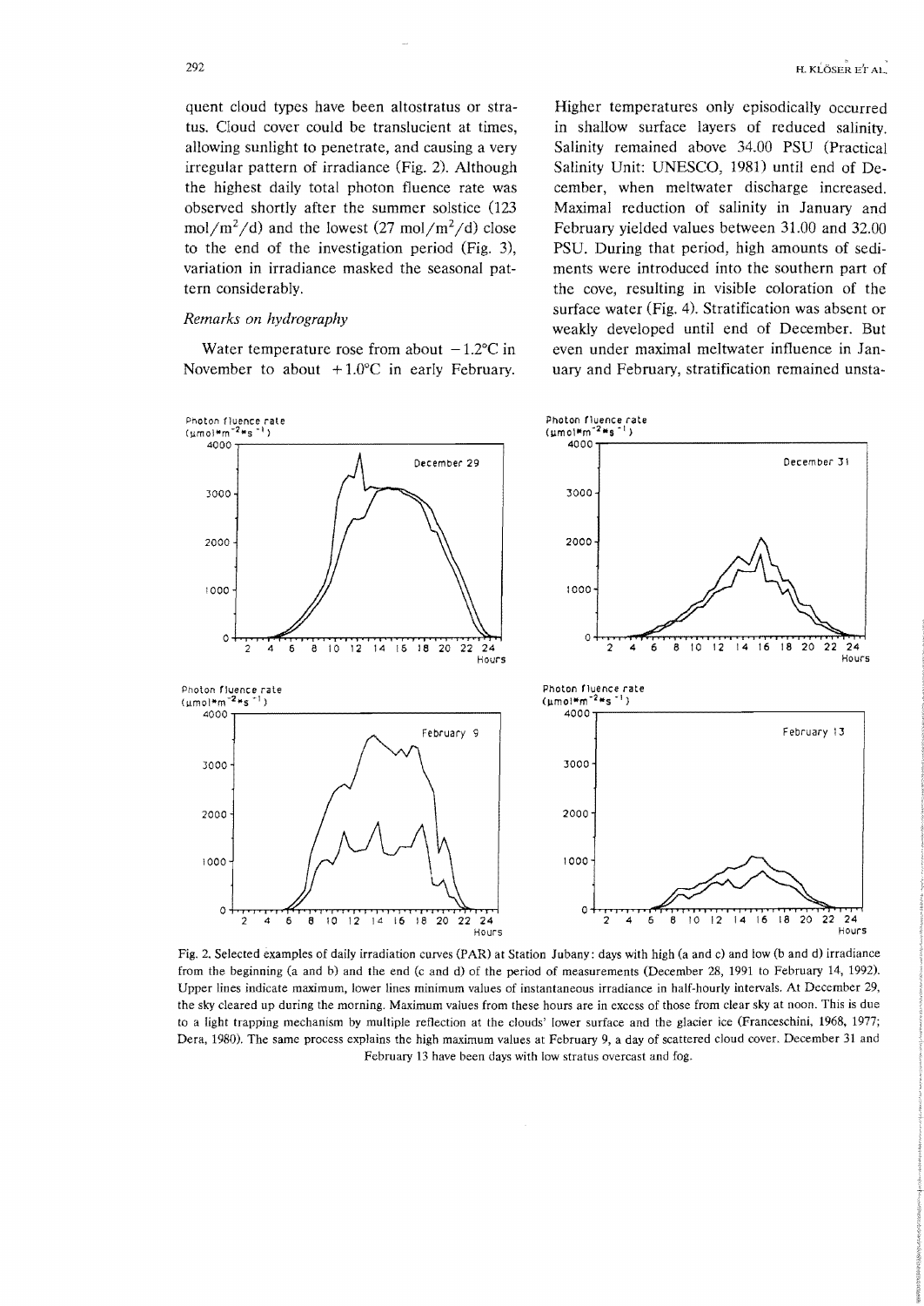quent cloud types have been altostratus or stratus. Cloud cover could be translucient at times, allowing sunlight to penetrate, and causing a very irregular pattern of irradiance (Fig. 2). Although the highest daily total photon fluence rate was observed shortly after the summer solstice (123 $mol/m^2/d$) and the lowest (27 $mol/m^2/d$) close to the end of the investigation period (Fig. 3), variation in irradiance masked the seasonal pattern considerably.

### *Remarks on hydrography*

Water temperature rose from about −1.2°C in November to about +1.0°C in early February. Higher temperatures only episodically occurred in shallow surface layers of reduced salinity. Salinity remained above 34.00 PSU (Practical Salinity Unit: UNESCO, 1981) until end of December, when meltwater discharge increased. Maximal reduction of salinity in January and February yielded values between 31.00 and 32.00 PSU. During that period, high amounts of sediments were introduced into the southern part of the cove, resulting in visible coloration of the surface water (Fig. 4). Stratification was absent or weakly developed until end of December. But even under maximal meltwater influence in January and February, stratification remained unsta-

Fig. 2. Selected examples of daily irradiation curves (PAR) at Station Jubany: days with high (a and c) and low (b and d) irradiance from the beginning (a and b) and the end (c and d) of the period of measurements (December 28, 1991 to February 14, 1992). Upper lines indicate maximum, lower lines minimum values of instantaneous irradiance in half-hourly intervals. At December 29, the sky cleared up during the morning. Maximum values from these hours are in excess of those from clear sky at noon. This is due to a light trapping mechanism by multiple reflection at the clouds' lower surface and the glacier ice (Franceschini, 1968, 1977; Dera, 1980). The same process explains the high maximum values at February 9, a day of scattered cloud cover. December 31 and February 13 have been days with low stratus overcast and fog.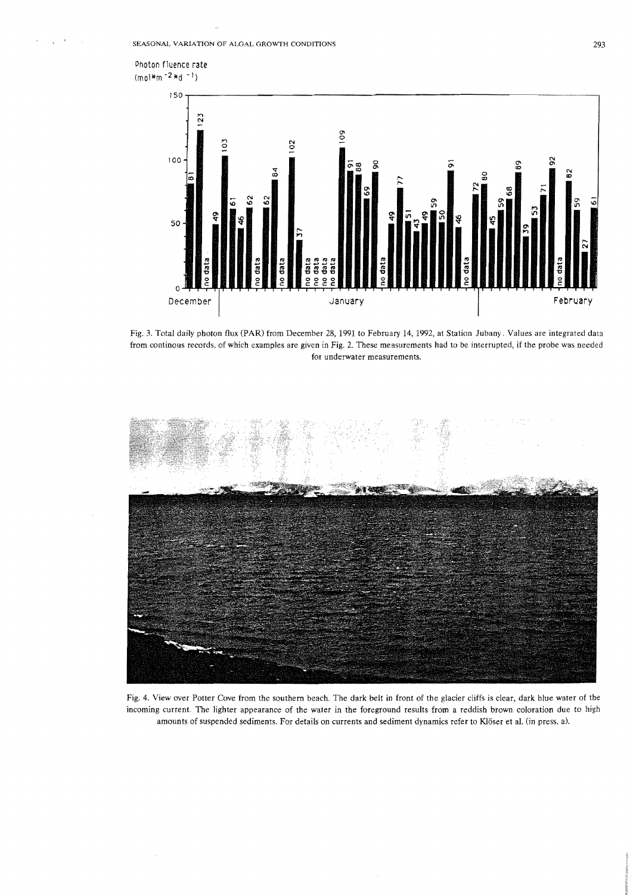Fig. 3. Total daily photon flux (PAR) from December 28, 1991 to February 14, 1992, at Station Jubany. Values are integrated data from continous records, of which examples are given in Fig. 2. These measurements had to be interrupted, if the probe was needed for underwater measurements.

Fig. 4. View over Potter Cove from the southern beach. The dark belt in front of the glacier cliffs is clear, dark blue water of the incoming current. The lighter appearance of the water in the foreground results from a reddish brown coloration due to high amounts of suspended sediments. For details on currents and sediment dynamics refer to Klöser et al. (in press, a).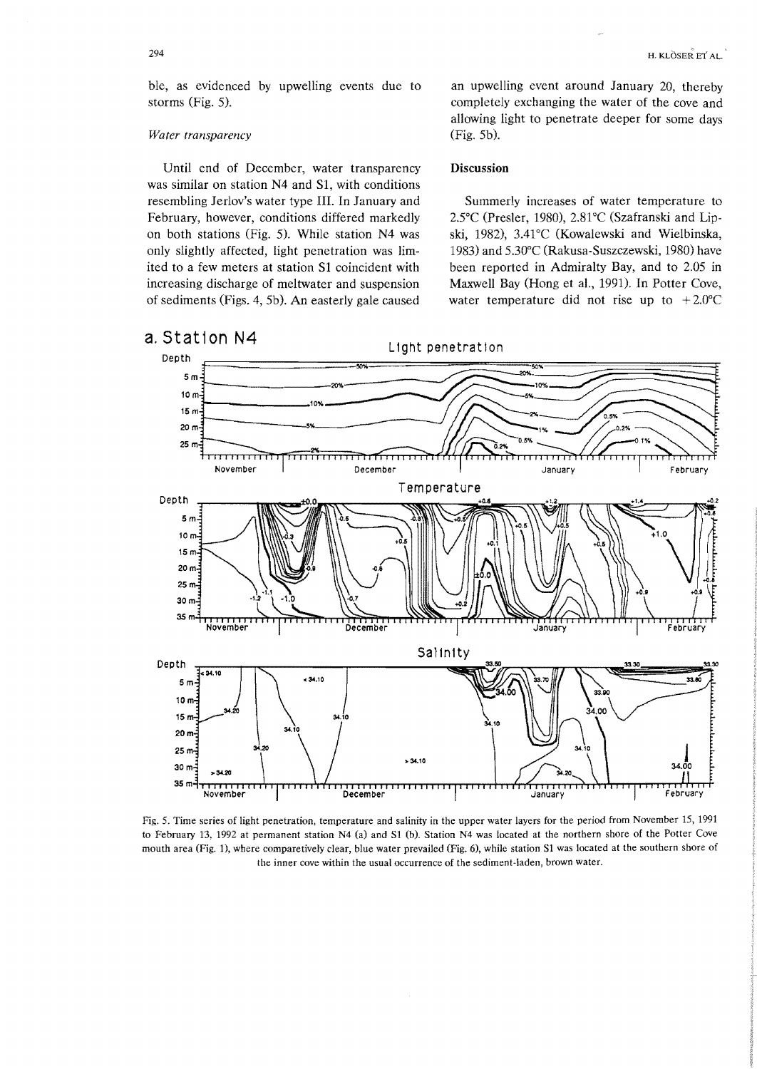ble, as evidenced by upwelling events due to storms (Fig. 5).

*Water transparency*

Until end of December, water transparency was similar on station N4 and S1, with conditions resembling Jerlov's water type III. In January and February, however, conditions differed markedly on both stations (Fig. 5). While station N4 was only slightly affected, light penetration was limited to a few meters at station S1 coincident with increasing discharge of meltwater and suspension of sediments (Figs. 4, 5b). An easterly gale caused an upwelling event around January 20, thereby completely exchanging the water of the cove and allowing light to penetrate deeper for some days (Fig. 5b).

## Discussion

Summerly increases of water temperature to 2.5°C (Presler, 1980), 2.81°C (Szafranski and Lipski, 1982), 3.41°C (Kowalewski and Wielbinska, 1983) and 5.30°C (Rakusa-Suszczewski, 1980) have been reported in Admiralty Bay, and to 2.05 in Maxwell Bay (Hong et al., 1991). In Potter Cove, water temperature did not rise up to +2.0°C

Fig. 5. Time series of light penetration, temperature and salinity in the upper water layers for the period from November 15, 1991 to February 13, 1992 at permanent station N4 (a) and S1 (b). Station N4 was located at the northern shore of the Potter Cove mouth area (Fig. 1), where comparetively clear, blue water prevailed (Fig. 6), while station S1 was located at the southern shore of the inner cove within the usual occurrence of the sediment-laden, brown water.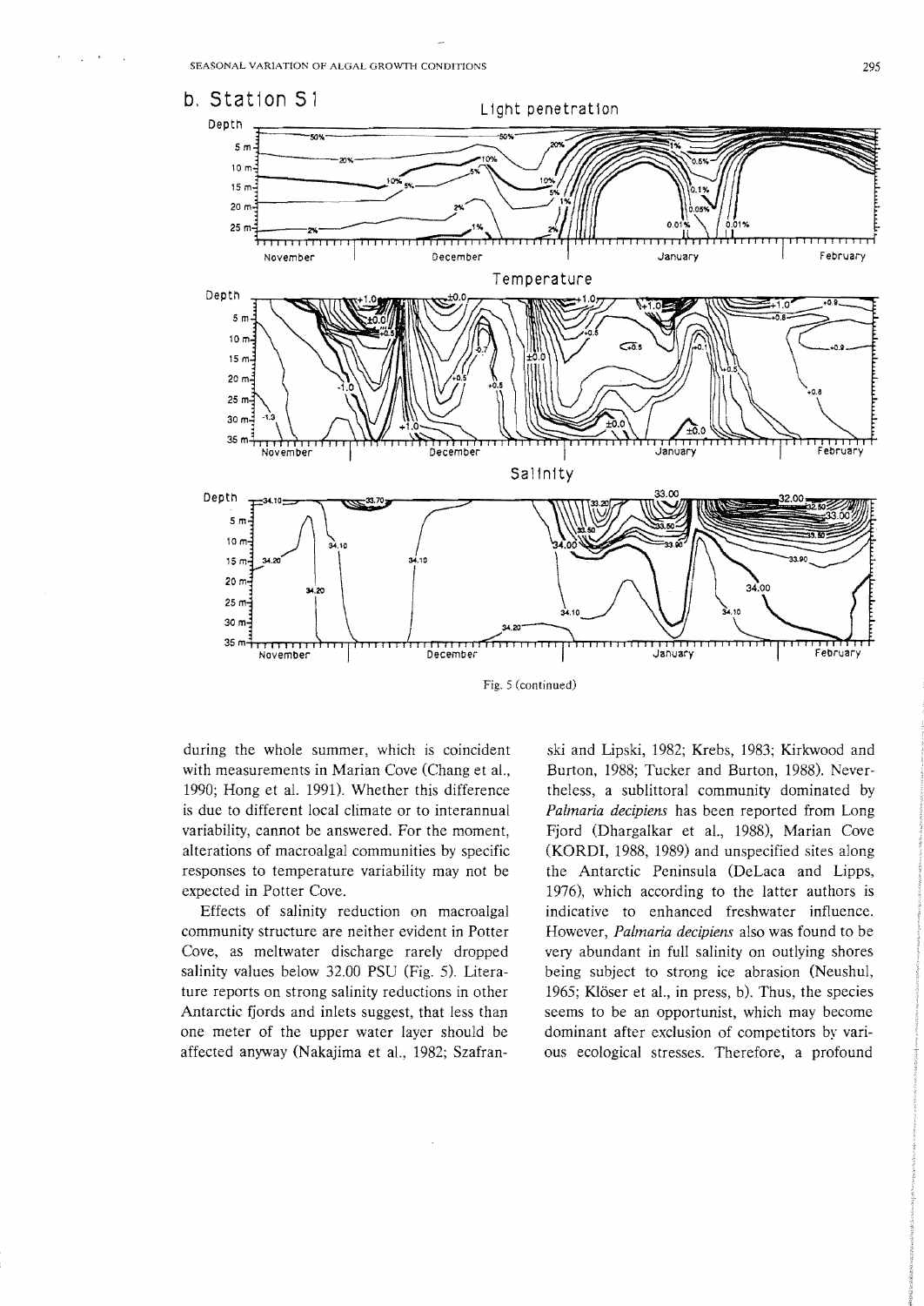b. Station S1

Fig. 5 (continued)

during the whole summer, which is coincident with measurements in Marian Cove (Chang et al., 1990; Hong et al. 1991). Whether this difference is due to different local climate or to interannual variability, cannot be answered. For the moment, alterations of macroalgal communities by specific responses to temperature variability may not be expected in Potter Cove.

Effects of salinity reduction on macroalgal community structure are neither evident in Potter Cove, as meltwater discharge rarely dropped salinity values below 32.00 PSU (Fig. 5). Literature reports on strong salinity reductions in other Antarctic fjords and inlets suggest, that less than one meter of the upper water layer should be affected anyway (Nakajima et al., 1982; Szafranski and Lipski, 1982; Krebs, 1983; Kirkwood and Burton, 1988; Tucker and Burton, 1988). Nevertheless, a sublittoral community dominated by *Palmaria decipiens* has been reported from Long Fjord (Dhargalkar et al., 1988), Marian Cove (KORDI, 1988, 1989) and unspecified sites along the Antarctic Peninsula (DeLaca and Lipps, 1976), which according to the latter authors is indicative to enhanced freshwater influence. However, *Palmaria decipiens* also was found to be very abundant in full salinity on outlying shores being subject to strong ice abrasion (Neushul, 1965; Klöser et al., in press, b). Thus, the species seems to be an opportunist, which may become dominant after exclusion of competitors by various ecological stresses. Therefore, a profound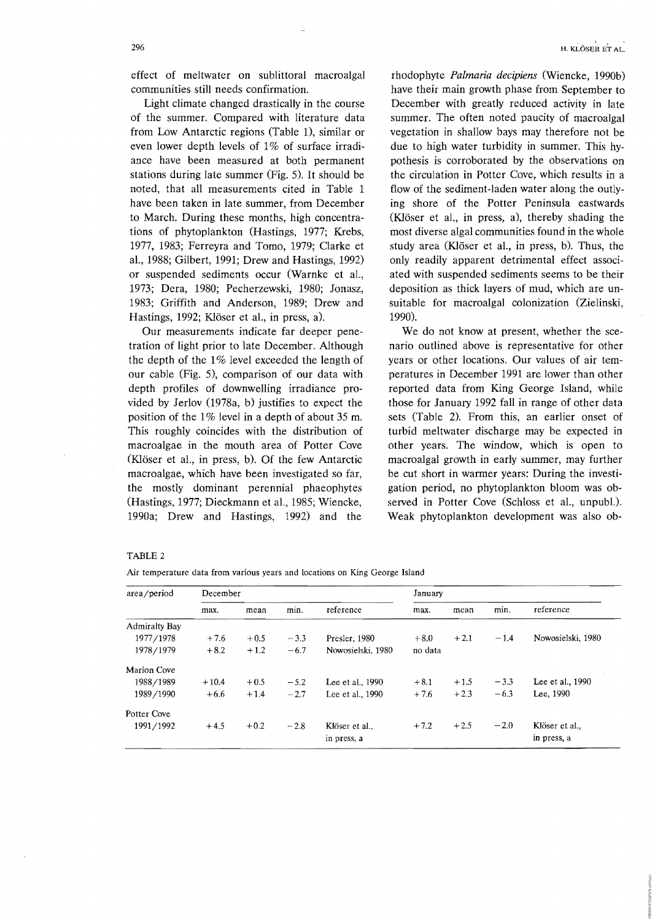effect of meltwater on sublittoral macroalgal communities still needs confirmation.

Light climate changed drastically in the course of the summer. Compared with literature data from Low Antarctic regions (Table 1), similar or even lower depth levels of 1% of surface irradiance have been measured at both permanent stations during late summer (Fig. 5). It should be noted, that all measurements cited in Table 1 have been taken in late summer, from December to March. During these months, high concentrations of phytoplankton (Hastings, 1977; Krebs, 1977, 1983; Ferreyra and Tomo, 1979; Clarke et al., 1988; Gilbert, 1991; Drew and Hastings, 1992) or suspended sediments occur (Warnke et al., 1973; Dera, 1980; Pecherzewski, 1980; Jonasz, 1983; Griffith and Anderson, 1989; Drew and Hastings, 1992; Klöser et al., in press, a).

Our measurements indicate far deeper penetration of light prior to late December. Although the depth of the 1% level exceeded the length of our cable (Fig. 5), comparison of our data with depth profiles of downwelling irradiance provided by Jerlov (1978a, b) justifies to expect the position of the 1% level in a depth of about 35 m. This roughly coincides with the distribution of macroalgae in the mouth area of Potter Cove (Klöser et al., in press, b). Of the few Antarctic macroalgae, which have been investigated so far, the mostly dominant perennial phaeophytes (Hastings, 1977; Dieckmann et al., 1985; Wiencke, 1990a; Drew and Hastings, 1992) and the rhodophyte *Palmaria decipiens* (Wiencke, 1990b) have their main growth phase from September to December with greatly reduced activity in late summer. The often noted paucity of macroalgal vegetation in shallow bays may therefore not be due to high water turbidity in summer. This hypothesis is corroborated by the observations on the circulation in Potter Cove, which results in a flow of the sediment-laden water along the outlying shore of the Potter Peninsula eastwards (Klöser et al., in press, a), thereby shading the most diverse algal communities found in the whole study area (Klöser et al., in press, b). Thus, the only readily apparent detrimental effect associated with suspended sediments seems to be their deposition as thick layers of mud, which are unsuitable for macroalgal colonization (Zielinski, 1990).

We do not know at present, whether the scenario outlined above is representative for other years or other locations. Our values of air temperatures in December 1991 are lower than other reported data from King George Island, while those for January 1992 fall in range of other data sets (Table 2). From this, an earlier onset of turbid meltwater discharge may be expected in other years. The window, which is open to macroalgal growth in early summer, may further be cut short in warmer years: During the investigation period, no phytoplankton bloom was observed in Potter Cove (Schloss et al., unpubl.). Weak phytoplankton development was also ob-

TABLE 2

Air temperature data from various years and locations on King George Island

| area/period | December | | | | January | | | |
|---|---|---|---|---|---|---|---|---|
| | max. | mean | min. | reference | max. | mean | min. | reference |
| Admiralty Bay | | | | | | | | |
| 1977/1978 | +7.6 | +0.5 | −3.3 | Presler, 1980 | +8.0 | +2.1 | −1.4 | Nowosielski, 1980 |
| 1978/1979 | +8.2 | +1.2 | −6.7 | Nowosielski, 1980 | no data | | | |
| Marion Cove | | | | | | | | |
| 1988/1989 | +10.4 | +0.5 | −5.2 | Lee et al., 1990 | +8.1 | +1.5 | −3.3 | Lee et al., 1990 |
| 1989/1990 | +6.6 | +1.4 | −2.7 | Lee et al., 1990 | +7.6 | +2.3 | −6.3 | Lee, 1990 |
| Potter Cove | | | | | | | | |
| 1991/1992 | +4.5 | +0.2 | −2.8 | Klöser et al., in press, a | +7.2 | +2.5 | −2.0 | Klöser et al., in press, a |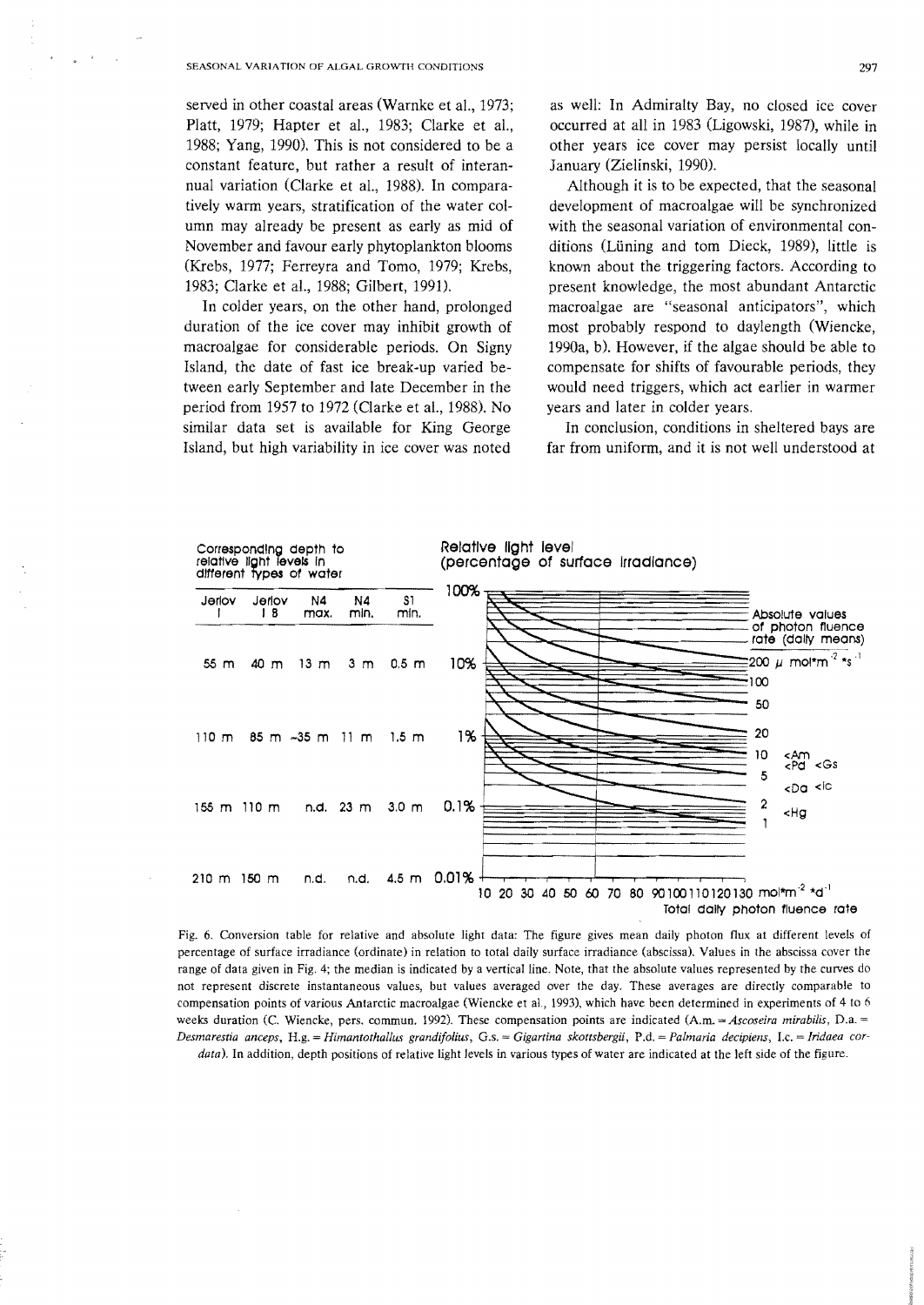served in other coastal areas (Warnke et al., 1973; Platt, 1979; Hapter et al., 1983; Clarke et al., 1988; Yang, 1990). This is not considered to be a constant feature, but rather a result of interannual variation (Clarke et al., 1988). In comparatively warm years, stratification of the water column may already be present as early as mid of November and favour early phytoplankton blooms (Krebs, 1977; Ferreyra and Tomo, 1979; Krebs, 1983; Clarke et al., 1988; Gilbert, 1991).

In colder years, on the other hand, prolonged duration of the ice cover may inhibit growth of macroalgae for considerable periods. On Signy Island, the date of fast ice break-up varied between early September and late December in the period from 1957 to 1972 (Clarke et al., 1988). No similar data set is available for King George Island, but high variability in ice cover was noted as well: In Admiralty Bay, no closed ice cover occurred at all in 1983 (Ligowski, 1987), while in other years ice cover may persist locally until January (Zielinski, 1990).

Although it is to be expected, that the seasonal development of macroalgae will be synchronized with the seasonal variation of environmental conditions (Lüning and tom Dieck, 1989), little is known about the triggering factors. According to present knowledge, the most abundant Antarctic macroalgae are "seasonal anticipators", which most probably respond to daylength (Wiencke, 1990a, b). However, if the algae should be able to compensate for shifts of favourable periods, they would need triggers, which act earlier in warmer years and later in colder years.

In conclusion, conditions in sheltered bays are far from uniform, and it is not well understood at

Corresponding depth to relative light levels in different types of water

| Jerlov I | Jerlov I B | N4 max. | N4 min. | S1 min. | Relative light level (percentage of surface irradiance) |
|---|---|---|---|---|---|
| | | | | | 100% |
| 55 m | 40 m | 13 m | 3 m | 0.5 m | 10% |
| 110 m | 85 m | ~35 m | 11 m | 1.5 m | 1% |
| 155 m | 110 m | n.d. | 23 m | 3.0 m | 0.1% |
| 210 m | 150 m | n.d. | n.d. | 4.5 m | 0.01% |

Fig. 6. Conversion table for relative and absolute light data: The figure gives mean daily photon flux at different levels of percentage of surface irradiance (ordinate) in relation to total daily surface irradiance (abscissa). Values in the abscissa cover the range of data given in Fig. 4; the median is indicated by a vertical line. Note, that the absolute values represented by the curves do not represent discrete instantaneous values, but values averaged over the day. These averages are directly comparable to compensation points of various Antarctic macroalgae (Wiencke et al., 1993), which have been determined in experiments of 4 to 6 weeks duration (C. Wiencke, pers. commun. 1992). These compensation points are indicated (A.m. = *Ascoseira mirabilis*, D.a. = *Desmarestia anceps*, H.g. = *Himantothallus grandifolius*, G.s. = *Gigartina skottsbergii*, P.d. = *Palmaria decipiens*, I.c. = *Iridaea cordata*). In addition, depth positions of relative light levels in various types of water are indicated at the left side of the figure.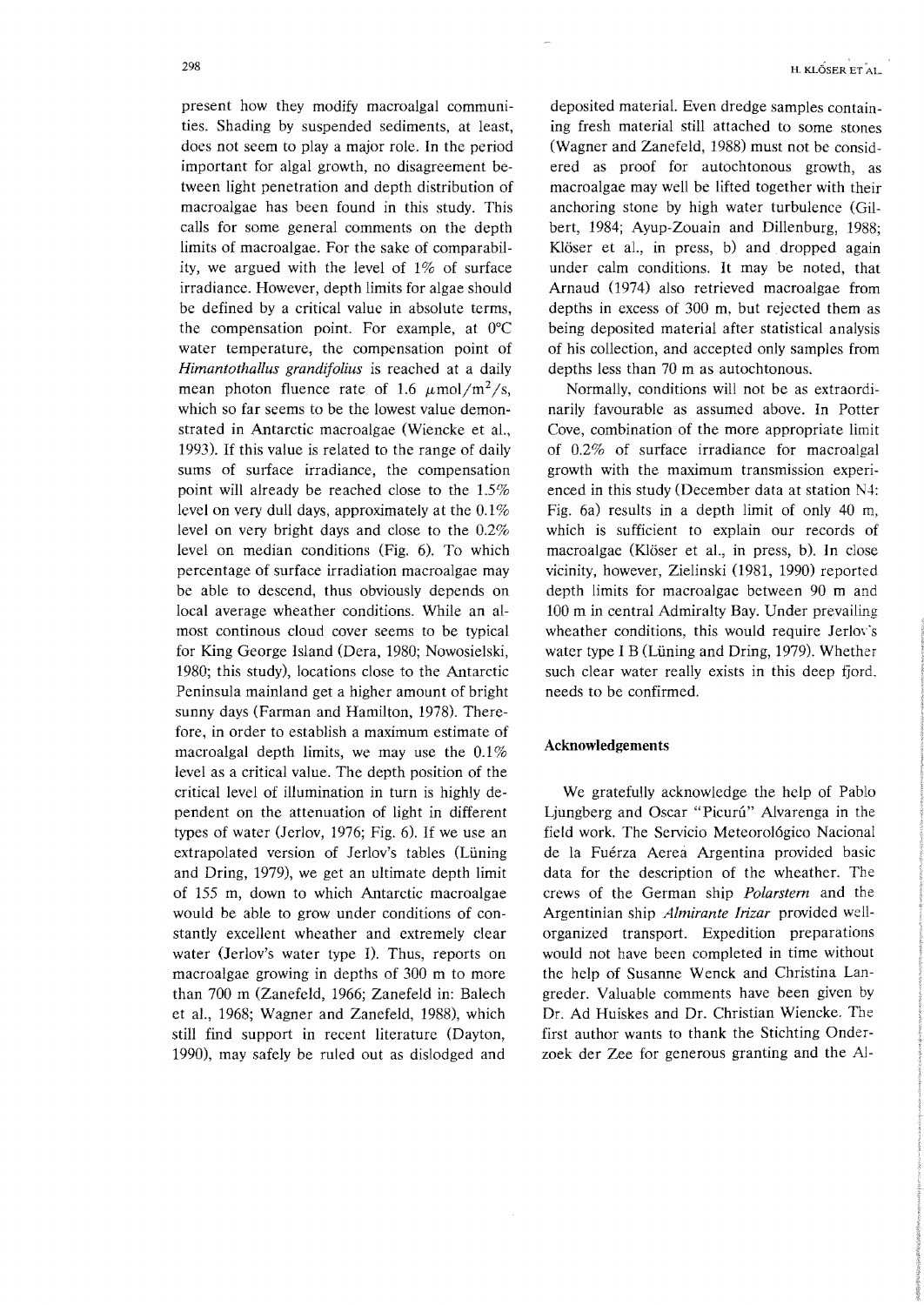present how they modify macroalgal communities. Shading by suspended sediments, at least, does not seem to play a major role. In the period important for algal growth, no disagreement between light penetration and depth distribution of macroalgae has been found in this study. This calls for some general comments on the depth limits of macroalgae. For the sake of comparability, we argued with the level of 1% of surface irradiance. However, depth limits for algae should be defined by a critical value in absolute terms, the compensation point. For example, at 0°C water temperature, the compensation point of *Himantothallus grandifolius* is reached at a daily mean photon fluence rate of 1.6 $\mu$mol/m$^2$/s, which so far seems to be the lowest value demonstrated in Antarctic macroalgae (Wiencke et al., 1993). If this value is related to the range of daily sums of surface irradiance, the compensation point will already be reached close to the 1.5% level on very dull days, approximately at the 0.1% level on very bright days and close to the 0.2% level on median conditions (Fig. 6). To which percentage of surface irradiation macroalgae may be able to descend, thus obviously depends on local average wheather conditions. While an almost continous cloud cover seems to be typical for King George Island (Dera, 1980; Nowosielski, 1980; this study), locations close to the Antarctic Peninsula mainland get a higher amount of bright sunny days (Farman and Hamilton, 1978). Therefore, in order to establish a maximum estimate of macroalgal depth limits, we may use the 0.1% level as a critical value. The depth position of the critical level of illumination in turn is highly dependent on the attenuation of light in different types of water (Jerlov, 1976; Fig. 6). If we use an extrapolated version of Jerlov's tables (Lüning and Dring, 1979), we get an ultimate depth limit of 155 m, down to which Antarctic macroalgae would be able to grow under conditions of constantly excellent wheather and extremely clear water (Jerlov's water type I). Thus, reports on macroalgae growing in depths of 300 m to more than 700 m (Zanefeld, 1966; Zanefeld in: Balech et al., 1968; Wagner and Zanefeld, 1988), which still find support in recent literature (Dayton, 1990), may safely be ruled out as dislodged and deposited material. Even dredge samples containing fresh material still attached to some stones (Wagner and Zanefeld, 1988) must not be considered as proof for autochtonous growth, as macroalgae may well be lifted together with their anchoring stone by high water turbulence (Gilbert, 1984; Ayup-Zouain and Dillenburg, 1988; Klöser et al., in press, b) and dropped again under calm conditions. It may be noted, that Arnaud (1974) also retrieved macroalgae from depths in excess of 300 m, but rejected them as being deposited material after statistical analysis of his collection, and accepted only samples from depths less than 70 m as autochtonous.

Normally, conditions will not be as extraordinarily favourable as assumed above. In Potter Cove, combination of the more appropriate limit of 0.2% of surface irradiance for macroalgal growth with the maximum transmission experienced in this study (December data at station N4: Fig. 6a) results in a depth limit of only 40 m, which is sufficient to explain our records of macroalgae (Klöser et al., in press, b). In close vicinity, however, Zielinski (1981, 1990) reported depth limits for macroalgae between 90 m and 100 m in central Admiralty Bay. Under prevailing wheather conditions, this would require Jerlov's water type I B (Lüning and Dring, 1979). Whether such clear water really exists in this deep fjord, needs to be confirmed.

## Acknowledgements

We gratefully acknowledge the help of Pablo Ljungberg and Oscar "Picurú" Alvarenga in the field work. The Servicio Meteorológico Nacional de la Fuérza Aerea Argentina provided basic data for the description of the wheather. The crews of the German ship *Polarstern* and the Argentinian ship *Almirante Irizar* provided well-organized transport. Expedition preparations would not have been completed in time without the help of Susanne Wenck and Christina Langreder. Valuable comments have been given by Dr. Ad Huiskes and Dr. Christian Wiencke. The first author wants to thank the Stichting Onderzoek der Zee for generous granting and the Al-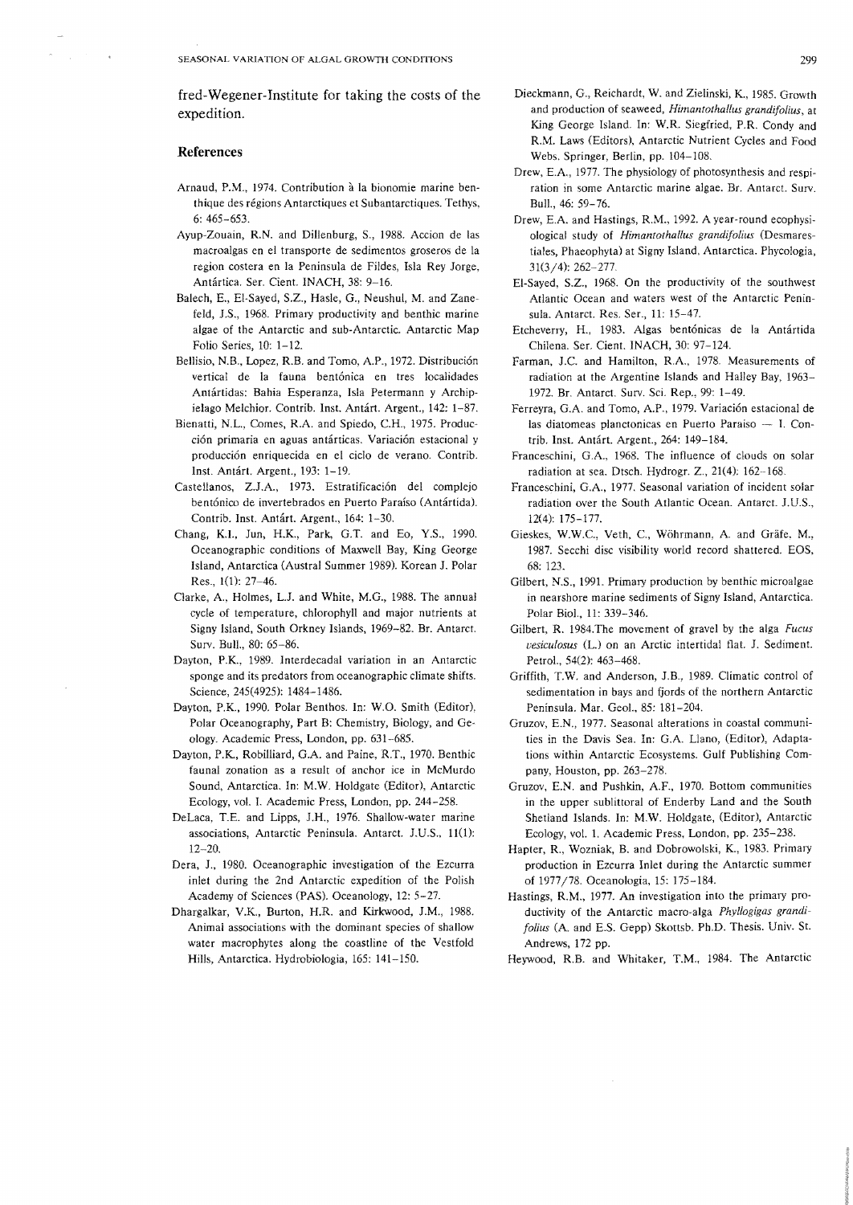fred-Wegener-Institute for taking the costs of the expedition.

## References

Arnaud, P.M., 1974. Contribution à la bionomie marine benthique des régions Antarctiques et Subantarctiques. Tethys, 6: 465–653.

Ayup-Zouain, R.N. and Dillenburg, S., 1988. Accion de las macroalgas en el transporte de sedimentos groseros de la region costera en la Peninsula de Fildes, Isla Rey Jorge, Antártica. Ser. Cient. INACH, 38: 9–16.

Balech, E., El-Sayed, S.Z., Hasle, G., Neushul, M. and Zanefeld, J.S., 1968. Primary productivity and benthic marine algae of the Antarctic and sub-Antarctic. Antarctic Map Folio Series, 10: 1–12.

Bellisio, N.B., Lopez, R.B. and Tomo, A.P., 1972. Distribución vertical de la fauna bentónica en tres localidades Antártidas: Bahia Esperanza, Isla Petermann y Archipielago Melchior. Contrib. Inst. Antárt. Argent., 142: 1–87.

Bienatti, N.L., Comes, R.A. and Spiedo, C.H., 1975. Producción primaria en aguas antárticas. Variación estacional y producción enriquecida en el ciclo de verano. Contrib. Inst. Antárt. Argent., 193: 1–19.

Castellanos, Z.J.A., 1973. Estratificación del complejo bentónico de invertebrados en Puerto Paraíso (Antártida). Contrib. Inst. Antárt. Argent., 164: 1–30.

Chang, K.I., Jun, H.K., Park, G.T. and Eo, Y.S., 1990. Oceanographic conditions of Maxwell Bay, King George Island, Antarctica (Austral Summer 1989). Korean J. Polar Res., 1(1): 27–46.

Clarke, A., Holmes, L.J. and White, M.G., 1988. The annual cycle of temperature, chlorophyll and major nutrients at Signy Island, South Orkney Islands, 1969–82. Br. Antarct. Surv. Bull., 80: 65–86.

Dayton, P.K., 1989. Interdecadal variation in an Antarctic sponge and its predators from oceanographic climate shifts. Science, 245(4925): 1484–1486.

Dayton, P.K., 1990. Polar Benthos. In: W.O. Smith (Editor), Polar Oceanography, Part B: Chemistry, Biology, and Geology. Academic Press, London, pp. 631–685.

Dayton, P.K., Robilliard, G.A. and Paine, R.T., 1970. Benthic faunal zonation as a result of anchor ice in McMurdo Sound, Antarctica. In: M.W. Holdgate (Editor), Antarctic Ecology, vol. I. Academic Press, London, pp. 244–258.

DeLaca, T.E. and Lipps, J.H., 1976. Shallow-water marine associations, Antarctic Peninsula. Antarct. J.U.S., 11(1): 12–20.

Dera, J., 1980. Oceanographic investigation of the Ezcurra inlet during the 2nd Antarctic expedition of the Polish Academy of Sciences (PAS). Oceanology, 12: 5–27.

Dhargalkar, V.K., Burton, H.R. and Kirkwood, J.M., 1988. Animal associations with the dominant species of shallow water macrophytes along the coastline of the Vestfold Hills, Antarctica. Hydrobiologia, 165: 141–150.

Dieckmann, G., Reichardt, W. and Zielinski, K., 1985. Growth and production of seaweed, *Himantothallus grandifolius*, at King George Island. In: W.R. Siegfried, P.R. Condy and R.M. Laws (Editors), Antarctic Nutrient Cycles and Food Webs. Springer, Berlin, pp. 104–108.

Drew, E.A., 1977. The physiology of photosynthesis and respiration in some Antarctic marine algae. Br. Antarct. Surv. Bull., 46: 59–76.

Drew, E.A. and Hastings, R.M., 1992. A year-round ecophysiological study of *Himantothallus grandifolius* (Desmarestiales, Phaeophyta) at Signy Island, Antarctica. Phycologia, 31(3/4): 262–277.

El-Sayed, S.Z., 1968. On the productivity of the southwest Atlantic Ocean and waters west of the Antarctic Peninsula. Antarct. Res. Ser., 11: 15–47.

Etcheverry, H., 1983. Algas bentónicas de la Antártida Chilena. Ser. Cient. INACH, 30: 97–124.

Farman, J.C. and Hamilton, R.A., 1978. Measurements of radiation at the Argentine Islands and Halley Bay, 1963–1972. Br. Antarct. Surv. Sci. Rep., 99: 1–49.

Ferreyra, G.A. and Tomo, A.P., 1979. Variación estacional de las diatomeas planctonicas en Puerto Paraiso — I. Contrib. Inst. Antárt. Argent., 264: 149–184.

Franceschini, G.A., 1968. The influence of clouds on solar radiation at sea. Dtsch. Hydrogr. Z., 21(4): 162–168.

Franceschini, G.A., 1977. Seasonal variation of incident solar radiation over the South Atlantic Ocean. Antarct. J.U.S., 12(4): 175–177.

Gieskes, W.W.C., Veth, C., Wöhrmann, A. and Gräfe, M., 1987. Secchi disc visibility world record shattered. EOS, 68: 123.

Gilbert, N.S., 1991. Primary production by benthic microalgae in nearshore marine sediments of Signy Island, Antarctica. Polar Biol., 11: 339–346.

Gilbert, R. 1984.The movement of gravel by the alga *Fucus vesiculosus* (L.) on an Arctic intertidal flat. J. Sediment. Petrol., 54(2): 463–468.

Griffith, T.W. and Anderson, J.B., 1989. Climatic control of sedimentation in bays and fjords of the northern Antarctic Peninsula. Mar. Geol., 85: 181–204.

Gruzov, E.N., 1977. Seasonal alterations in coastal communities in the Davis Sea. In: G.A. Llano, (Editor), Adaptations within Antarctic Ecosystems. Gulf Publishing Company, Houston, pp. 263–278.

Gruzov, E.N. and Pushkin, A.F., 1970. Bottom communities in the upper sublittoral of Enderby Land and the South Shetland Islands. In: M.W. Holdgate, (Editor), Antarctic Ecology, vol. 1. Academic Press, London, pp. 235–238.

Hapter, R., Wozniak, B. and Dobrowolski, K., 1983. Primary production in Ezcurra Inlet during the Antarctic summer of 1977/78. Oceanologia, 15: 175–184.

Hastings, R.M., 1977. An investigation into the primary productivity of the Antarctic macro-alga *Phyllogigas grandifolius* (A. and E.S. Gepp) Skottsb. Ph.D. Thesis. Univ. St. Andrews, 172 pp.

Heywood, R.B. and Whitaker, T.M., 1984. The Antarctic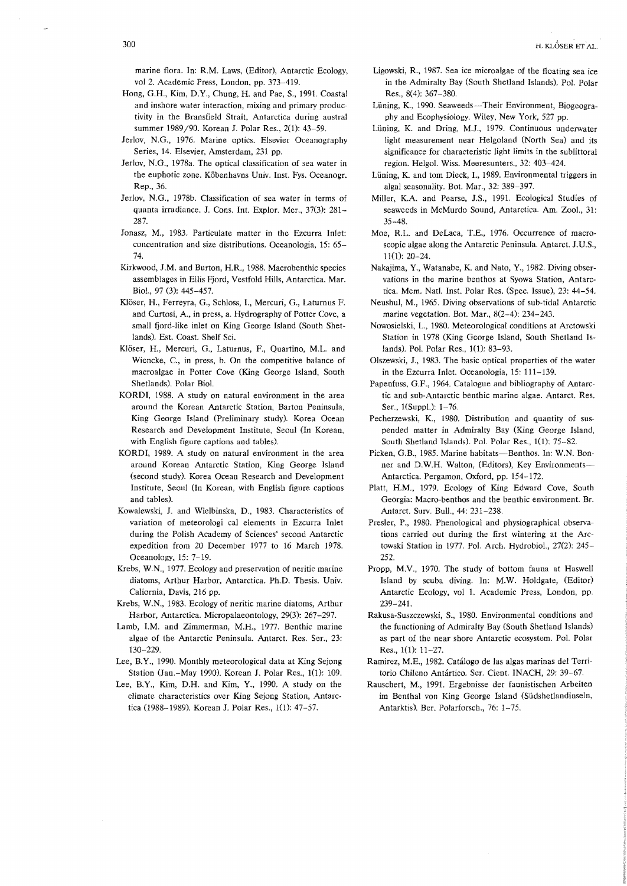marine flora. In: R.M. Laws, (Editor), Antarctic Ecology, vol 2. Academic Press, London, pp. 373–419.

Hong, G.H., Kim, D.Y., Chung, H. and Pae, S., 1991. Coastal and inshore water interaction, mixing and primary productivity in the Bransfield Strait, Antarctica during austral summer 1989/90. Korean J. Polar Res., 2(1): 43–59.

Jerlov, N.G., 1976. Marine optics. Elsevier Oceanography Series, 14. Elsevier, Amsterdam, 231 pp.

Jerlov, N.G., 1978a. The optical classification of sea water in the euphotic zone. Köbenhavns Univ. Inst. Fys. Oceanogr. Rep., 36.

Jerlov, N.G., 1978b. Classification of sea water in terms of quanta irradiance. J. Cons. Int. Explor. Mer., 37(3): 281–287.

Jonasz, M., 1983. Particulate matter in the Ezcurra Inlet: concentration and size distributions. Oceanologia, 15: 65–74.

Kirkwood, J.M. and Burton, H.R., 1988. Macrobenthic species assemblages in Ellis Fjord, Vestfold Hills, Antarctica. Mar. Biol., 97 (3): 445–457.

Klöser, H., Ferreyra, G., Schloss, I., Mercuri, G., Laturnus F. and Curtosi, A., in press, a. Hydrography of Potter Cove, a small fjord-like inlet on King George Island (South Shetlands). Est. Coast. Shelf Sci.

Klöser, H., Mercuri, G., Laturnus, F., Quartino, M.L. and Wiencke, C., in press, b. On the competitive balance of macroalgae in Potter Cove (King George Island, South Shetlands). Polar Biol.

KORDI, 1988. A study on natural environment in the area around the Korean Antarctic Station, Barton Peninsula, King George Island (Preliminary study). Korea Ocean Research and Development Institute, Seoul (In Korean, with English figure captions and tables).

KORDI, 1989. A study on natural environment in the area around Korean Antarctic Station, King George Island (second study). Korea Ocean Research and Development Institute, Seoul (In Korean, with English figure captions and tables).

Kowalewski, J. and Wielbinska, D., 1983. Characteristics of variation of meteorologi cal elements in Ezcurra Inlet during the Polish Academy of Sciences' second Antarctic expedition from 20 December 1977 to 16 March 1978. Oceanology, 15: 7–19.

Krebs, W.N., 1977. Ecology and preservation of neritic marine diatoms, Arthur Harbor, Antarctica. Ph.D. Thesis. Univ. Caliornia, Davis, 216 pp.

Krebs, W.N., 1983. Ecology of neritic marine diatoms, Arthur Harbor, Antarctica. Micropalaeontology, 29(3): 267–297.

Lamb, I.M. and Zimmerman, M.H., 1977. Benthic marine algae of the Antarctic Peninsula. Antarct. Res. Ser., 23: 130–229.

Lee, B.Y., 1990. Monthly meteorological data at King Sejong Station (Jan.–May 1990). Korean J. Polar Res., 1(1): 109.

Lee, B.Y., Kim, D.H. and Kim, Y., 1990. A study on the climate characteristics over King Sejong Station, Antarctica (1988–1989). Korean J. Polar Res., 1(1): 47–57.

Ligowski, R., 1987. Sea ice microalgae of the floating sea ice in the Admiralty Bay (South Shetland Islands). Pol. Polar Res., 8(4): 367–380.

Lüning, K., 1990. Seaweeds—Their Environment, Biogeography and Ecophysiology. Wiley, New York, 527 pp.

Lüning, K. and Dring, M.J., 1979. Continuous underwater light measurement near Helgoland (North Sea) and its significance for characteristic light limits in the sublittoral region. Helgol. Wiss. Meeresunters., 32: 403–424.

Lüning, K. and tom Dieck, I., 1989. Environmental triggers in algal seasonality. Bot. Mar., 32: 389–397.

Miller, K.A. and Pearse, J.S., 1991. Ecological Studies of seaweeds in McMurdo Sound, Antarctica. Am. Zool., 31: 35–48.

Moe, R.L. and DeLaca, T.E., 1976. Occurrence of macroscopic algae along the Antarctic Peninsula. Antarct. J.U.S., 11(1): 20–24.

Nakajima, Y., Watanabe, K. and Nato, Y., 1982. Diving observations in the marine benthos at Syowa Station, Antarctica. Mem. Natl. Inst. Polar Res. (Spec. Issue), 23: 44–54.

Neushul, M., 1965. Diving observations of sub-tidal Antarctic marine vegetation. Bot. Mar., 8(2–4): 234–243.

Nowosielski, L., 1980. Meteorological conditions at Arctowski Station in 1978 (King George Island, South Shetland Islands). Pol. Polar Res., 1(1): 83–93.

Olszewski, J., 1983. The basic optical properties of the water in the Ezcurra Inlet. Oceanologia, 15: 111–139.

Papenfuss, G.F., 1964. Catalogue and bibliography of Antarctic and sub-Antarctic benthic marine algae. Antarct. Res. Ser., 1(Suppl.): 1–76.

Pecherzewski, K., 1980. Distribution and quantity of suspended matter in Admiralty Bay (King George Island, South Shetland Islands). Pol. Polar Res., 1(1): 75–82.

Picken, G.B., 1985. Marine habitats—Benthos. In: W.N. Bonner and D.W.H. Walton, (Editors), Key Environments—Antarctica. Pergamon, Oxford, pp. 154–172.

Platt, H.M., 1979. Ecology of King Edward Cove, South Georgia: Macro-benthos and the benthic environment. Br. Antarct. Surv. Bull., 44: 231–238.

Presler, P., 1980. Phenological and physiographical observations carried out during the first wintering at the Arctowski Station in 1977. Pol. Arch. Hydrobiol., 27(2): 245–252.

Propp, M.V., 1970. The study of bottom fauna at Haswell Island by scuba diving. In: M.W. Holdgate, (Editor) Antarctic Ecology, vol 1. Academic Press, London, pp. 239–241.

Rakusa-Suszczewski, S., 1980. Environmental conditions and the functioning of Admiralty Bay (South Shetland Islands) as part of the near shore Antarctic ecosystem. Pol. Polar Res., 1(1): 11–27.

Ramirez, M.E., 1982. Catálogo de las algas marinas del Territorio Chileno Antártico. Ser. Cient. INACH, 29: 39–67.

Rauschert, M., 1991. Ergebnisse der faunistischen Arbeiten im Benthal von King George Island (Südshetlandinseln, Antarktis). Ber. Polarforsch., 76: 1–75.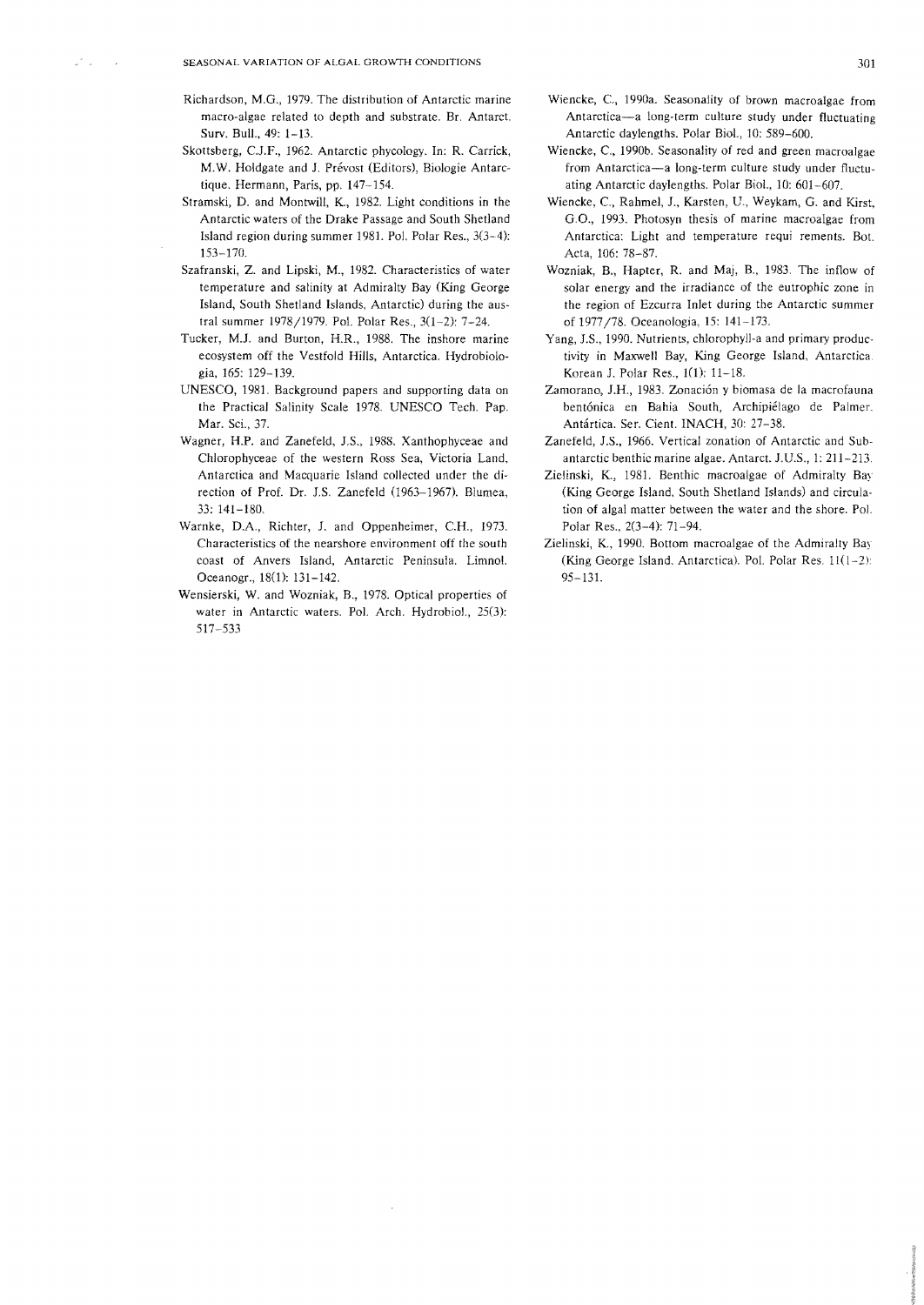Richardson, M.G., 1979. The distribution of Antarctic marine macro-algae related to depth and substrate. Br. Antarct. Surv. Bull., 49: 1–13.

Skottsberg, C.J.F., 1962. Antarctic phycology. In: R. Carrick, M.W. Holdgate and J. Prévost (Editors), Biologie Antarctique. Hermann, Paris, pp. 147–154.

Stramski, D. and Montwill, K., 1982. Light conditions in the Antarctic waters of the Drake Passage and South Shetland Island region during summer 1981. Pol. Polar Res., 3(3–4): 153–170.

Szafranski, Z. and Lipski, M., 1982. Characteristics of water temperature and salinity at Admiralty Bay (King George Island, South Shetland Islands, Antarctic) during the austral summer 1978/1979. Pol. Polar Res., 3(1–2): 7–24.

Tucker, M.J. and Burton, H.R., 1988. The inshore marine ecosystem off the Vestfold Hills, Antarctica. Hydrobiologia, 165: 129–139.

UNESCO, 1981. Background papers and supporting data on the Practical Salinity Scale 1978. UNESCO Tech. Pap. Mar. Sci., 37.

Wagner, H.P. and Zanefeld, J.S., 1988. Xanthophyceae and Chlorophyceae of the western Ross Sea, Victoria Land, Antarctica and Macquarie Island collected under the direction of Prof. Dr. J.S. Zanefeld (1963–1967). Blumea, 33: 141–180.

Warnke, D.A., Richter, J. and Oppenheimer, C.H., 1973. Characteristics of the nearshore environment off the south coast of Anvers Island, Antarctic Peninsula. Limnol. Oceanogr., 18(1): 131–142.

Wensierski, W. and Wozniak, B., 1978. Optical properties of water in Antarctic waters. Pol. Arch. Hydrobiol., 25(3): 517–533

Wiencke, C., 1990a. Seasonality of brown macroalgae from Antarctica—a long-term culture study under fluctuating Antarctic daylengths. Polar Biol., 10: 589–600.

Wiencke, C., 1990b. Seasonality of red and green macroalgae from Antarctica—a long-term culture study under fluctuating Antarctic daylengths. Polar Biol., 10: 601–607.

Wiencke, C., Rahmel, J., Karsten, U., Weykam, G. and Kirst, G.O., 1993. Photosyn thesis of marine macroalgae from Antarctica: Light and temperature requi rements. Bot. Acta, 106: 78–87.

Wozniak, B., Hapter, R. and Maj, B., 1983. The inflow of solar energy and the irradiance of the eutrophic zone in the region of Ezcurra Inlet during the Antarctic summer of 1977/78. Oceanologia, 15: 141–173.

Yang, J.S., 1990. Nutrients, chlorophyll-a and primary productivity in Maxwell Bay, King George Island, Antarctica. Korean J. Polar Res., 1(1): 11–18.

Zamorano, J.H., 1983. Zonación y biomasa de la macrofauna bentónica en Bahia South, Archipiélago de Palmer. Antártica. Ser. Cient. INACH, 30: 27–38.

Zanefeld, J.S., 1966. Vertical zonation of Antarctic and Subantarctic benthic marine algae. Antarct. J.U.S., 1: 211–213.

Zielinski, K., 1981. Benthic macroalgae of Admiralty Bay (King George Island, South Shetland Islands) and circulation of algal matter between the water and the shore. Pol. Polar Res., 2(3–4): 71–94.

Zielinski, K., 1990. Bottom macroalgae of the Admiralty Bay (King George Island, Antarctica). Pol. Polar Res. 11(1–2): 95–131.